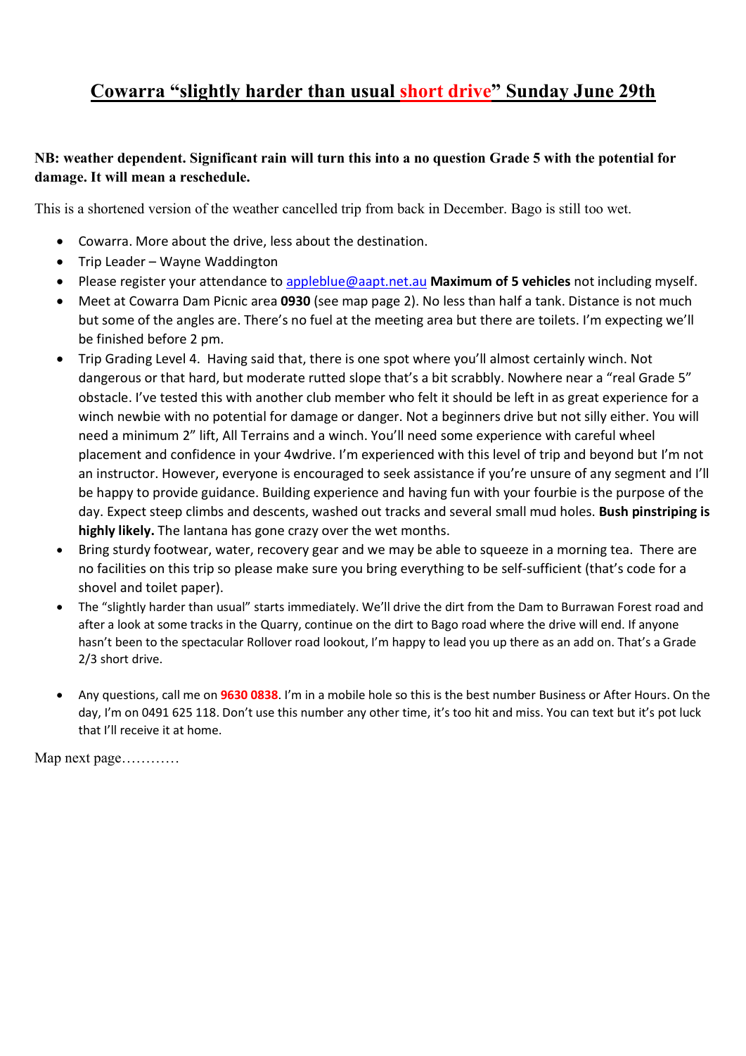# Cowarra "slightly harder than usual short drive" Sunday June 29th

**NB: weather dependent. Significant rain will turn this into a no question Grade 5 with the potential for damage. It will mean a reschedule.**

This is a shortened version of the weather cancelled trip from back in December. Bago is still too wet.

- Cowarra. More about the drive, less about the destination.
- Trip Leader – Wayne Waddington
- Please register your attendance to appleblue@aapt.net.au **Maximum of 5 vehicles** not including myself.
- Meet at Cowarra Dam Picnic area **0930** (see map page 2). No less than half a tank. Distance is not much but some of the angles are. There's no fuel at the meeting area but there are toilets. I'm expecting we'll be finished before 2 pm.
- Trip Grading Level 4. Having said that, there is one spot where you'll almost certainly winch. Not dangerous or that hard, but moderate rutted slope that's a bit scrabbly. Nowhere near a "real Grade 5" obstacle. I've tested this with another club member who felt it should be left in as great experience for a winch newbie with no potential for damage or danger. Not a beginners drive but not silly either. You will need a minimum 2" lift, All Terrains and a winch. You'll need some experience with careful wheel placement and confidence in your 4wdrive. I'm experienced with this level of trip and beyond but I'm not an instructor. However, everyone is encouraged to seek assistance if you're unsure of any segment and I'll be happy to provide guidance. Building experience and having fun with your fourbie is the purpose of the day. Expect steep climbs and descents, washed out tracks and several small mud holes. **Bush pinstriping is highly likely.** The lantana has gone crazy over the wet months.
- Bring sturdy footwear, water, recovery gear and we may be able to squeeze in a morning tea. There are no facilities on this trip so please make sure you bring everything to be self-sufficient (that's code for a shovel and toilet paper).
- The "slightly harder than usual" starts immediately. We'll drive the dirt from the Dam to Burrawan Forest road and after a look at some tracks in the Quarry, continue on the dirt to Bago road where the drive will end. If anyone hasn't been to the spectacular Rollover road lookout, I'm happy to lead you up there as an add on. That's a Grade 2/3 short drive.
- Any questions, call me on **9630 0838**. I'm in a mobile hole so this is the best number Business or After Hours. On the day, I'm on 0491 625 118. Don't use this number any other time, it's too hit and miss. You can text but it's pot luck that I'll receive it at home.

Map next page…………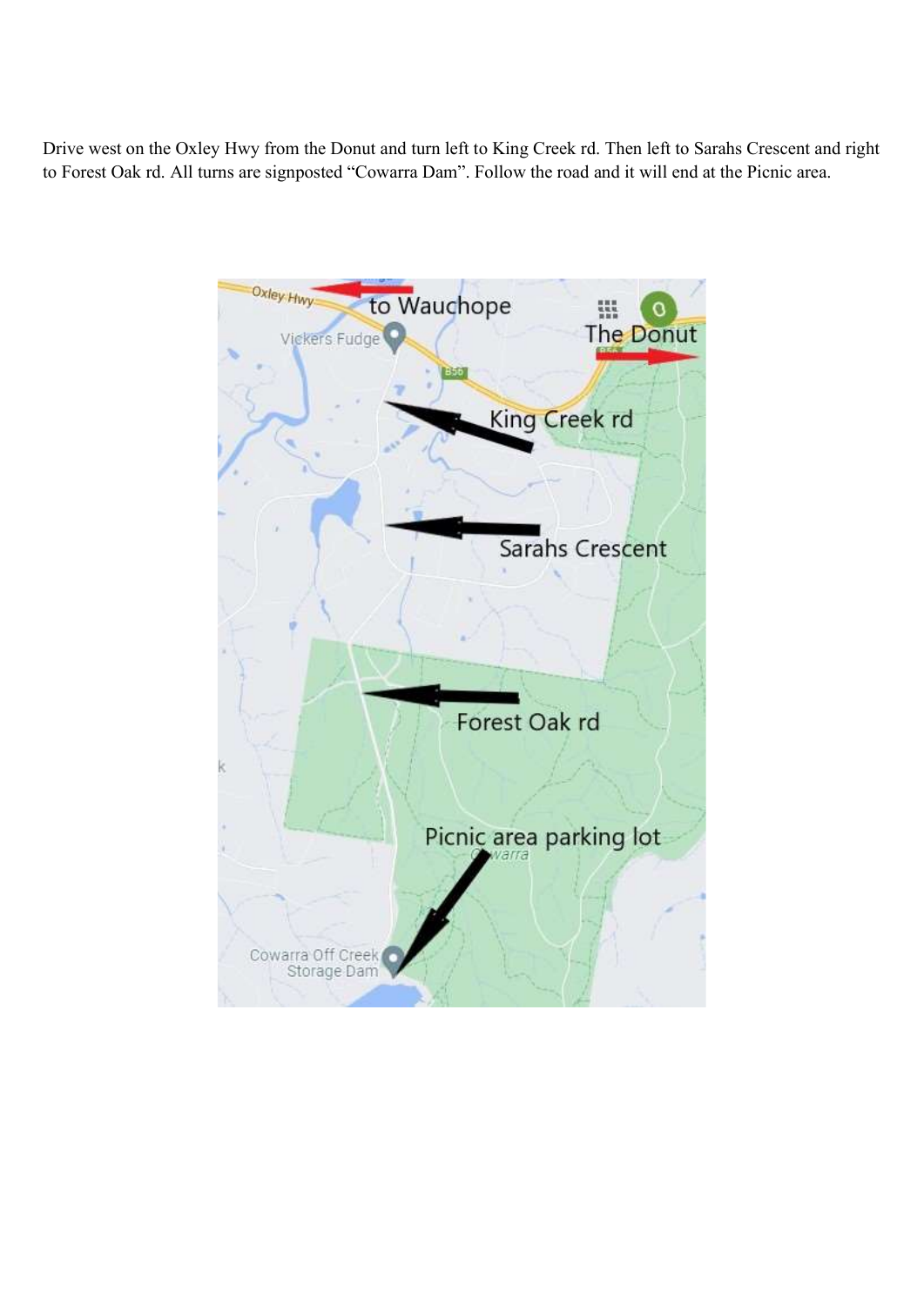Drive west on the Oxley Hwy from the Donut and turn left to King Creek rd. Then left to Sarahs Crescent and right to Forest Oak rd. All turns are signposted "Cowarra Dam". Follow the road and it will end at the Picnic area.

Oxley Hwy

to Wauchope

Vickers Fudge

The Donut

B56

King Creek rd

Sarahs Crescent

Forest Oak rd

Picnic area parking lot

Cowarra

Cowarra Off Creek Storage Dam